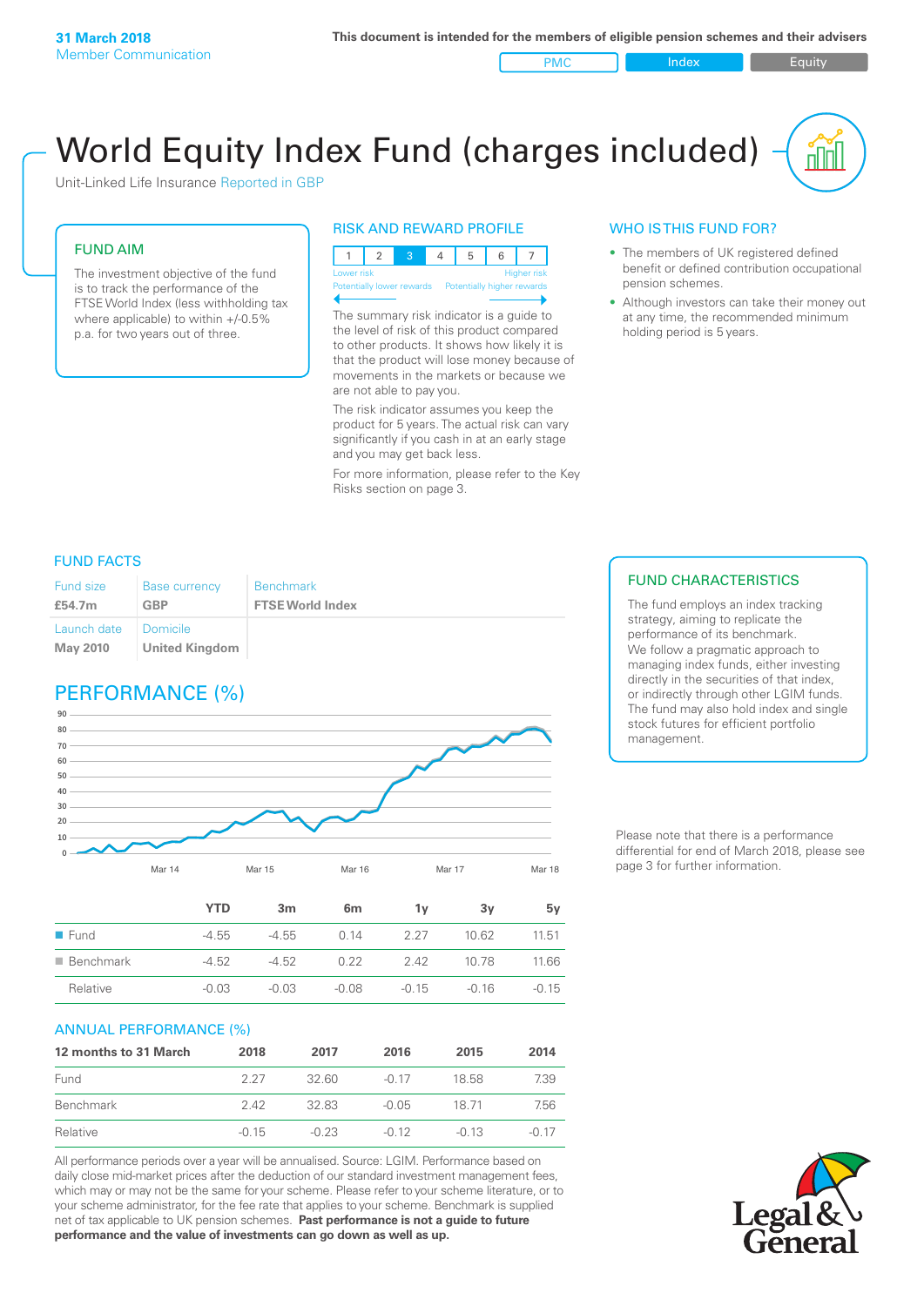**31 March 2018**
Member Communication

**This document is intended for the members of eligible pension schemes and their advisers**

PMC | Index | Equity

# World Equity Index Fund (charges included)

Unit-Linked Life Insurance Reported in GBP

## FUND AIM

The investment objective of the fund is to track the performance of the FTSE World Index (less withholding tax where applicable) to within +/-0.5% p.a. for two years out of three.

## RISK AND REWARD PROFILE

| 1 | 2 | 3 | 4 | 5 | 6 | 7 |
|---|---|---|---|---|---|---|

Lower risk — Higher risk
Potentially lower rewards — Potentially higher rewards

The summary risk indicator is a guide to the level of risk of this product compared to other products. It shows how likely it is that the product will lose money because of movements in the markets or because we are not able to pay you.

The risk indicator assumes you keep the product for 5 years. The actual risk can vary significantly if you cash in at an early stage and you may get back less.

For more information, please refer to the Key Risks section on page 3.

## WHO IS THIS FUND FOR?

- The members of UK registered defined benefit or defined contribution occupational pension schemes.
- Although investors can take their money out at any time, the recommended minimum holding period is 5 years.

## FUND FACTS

| Fund size | Base currency | Benchmark |
|---|---|---|
| **£54.7m** | **GBP** | **FTSE World Index** |
| Launch date | Domicile | |
| **May 2010** | **United Kingdom** | |

## FUND CHARACTERISTICS

The fund employs an index tracking strategy, aiming to replicate the performance of its benchmark. We follow a pragmatic approach to managing index funds, either investing directly in the securities of that index, or indirectly through other LGIM funds. The fund may also hold index and single stock futures for efficient portfolio management.

## PERFORMANCE (%)

| | YTD | 3m | 6m | 1y | 3y | 5y |
|---|---|---|---|---|---|---|
| Fund | -4.55 | -4.55 | 0.14 | 2.27 | 10.62 | 11.51 |
| Benchmark | -4.52 | -4.52 | 0.22 | 2.42 | 10.78 | 11.66 |
| Relative | -0.03 | -0.03 | -0.08 | -0.15 | -0.16 | -0.15 |

Please note that there is a performance differential for end of March 2018, please see page 3 for further information.

## ANNUAL PERFORMANCE (%)

| 12 months to 31 March | 2018 | 2017 | 2016 | 2015 | 2014 |
|---|---|---|---|---|---|
| Fund | 2.27 | 32.60 | -0.17 | 18.58 | 7.39 |
| Benchmark | 2.42 | 32.83 | -0.05 | 18.71 | 7.56 |
| Relative | -0.15 | -0.23 | -0.12 | -0.13 | -0.17 |

All performance periods over a year will be annualised. Source: LGIM. Performance based on daily close mid-market prices after the deduction of our standard investment management fees, which may or may not be the same for your scheme. Please refer to your scheme literature, or to your scheme administrator, for the fee rate that applies to your scheme. Benchmark is supplied net of tax applicable to UK pension schemes. **Past performance is not a guide to future performance and the value of investments can go down as well as up.**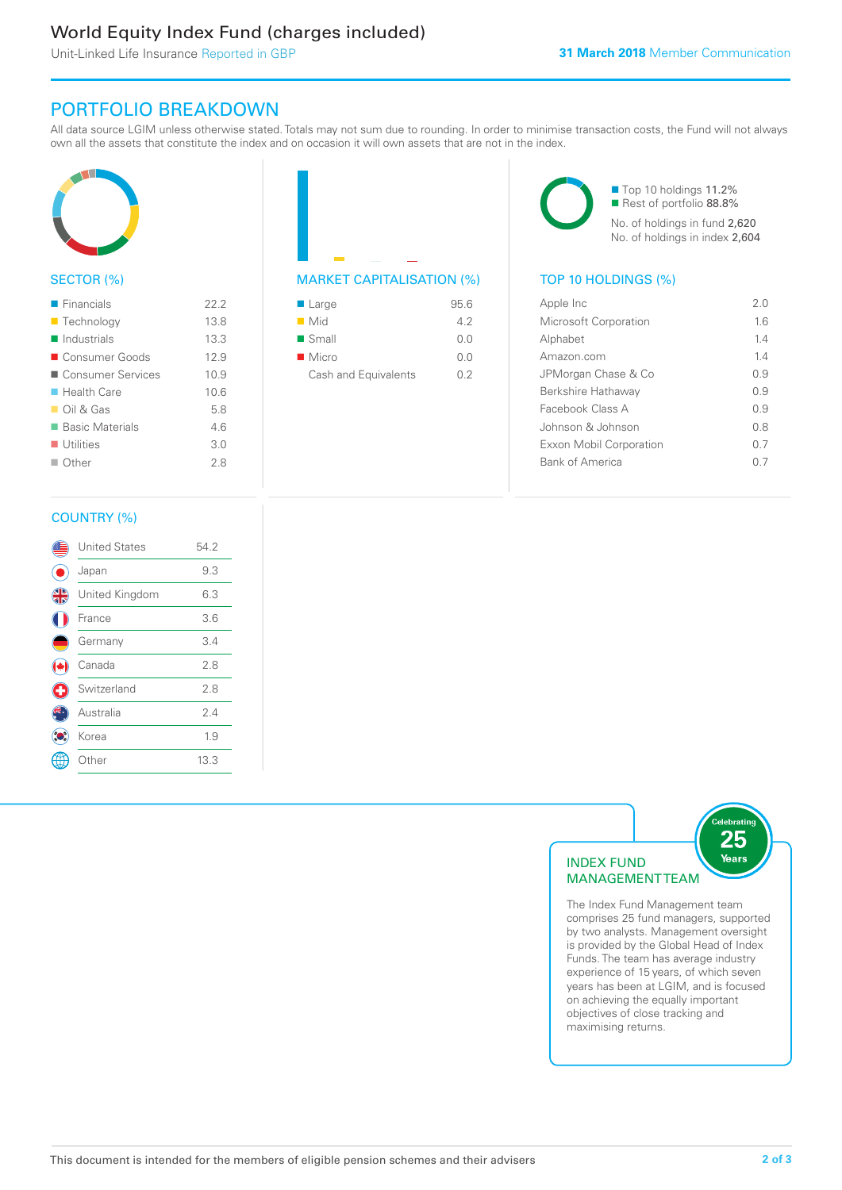# World Equity Index Fund (charges included)

Unit-Linked Life Insurance Reported in GBP

**31 March 2018** Member Communication

## PORTFOLIO BREAKDOWN

All data source LGIM unless otherwise stated. Totals may not sum due to rounding. In order to minimise transaction costs, the Fund will not always own all the assets that constitute the index and on occasion it will own assets that are not in the index.

### SECTOR (%)

| Sector | % |
|---|---|
| Financials | 22.2 |
| Technology | 13.8 |
| Industrials | 13.3 |
| Consumer Goods | 12.9 |
| Consumer Services | 10.9 |
| Health Care | 10.6 |
| Oil & Gas | 5.8 |
| Basic Materials | 4.6 |
| Utilities | 3.0 |
| Other | 2.8 |

### MARKET CAPITALISATION (%)

| Market Capitalisation | % |
|---|---|
| Large | 95.6 |
| Mid | 4.2 |
| Small | 0.0 |
| Micro | 0.0 |
| Cash and Equivalents | 0.2 |

Top 10 holdings 11.2%
Rest of portfolio 88.8%

No. of holdings in fund 2,620
No. of holdings in index 2,604

### TOP 10 HOLDINGS (%)

| Holding | % |
|---|---|
| Apple Inc | 2.0 |
| Microsoft Corporation | 1.6 |
| Alphabet | 1.4 |
| Amazon.com | 1.4 |
| JPMorgan Chase & Co | 0.9 |
| Berkshire Hathaway | 0.9 |
| Facebook Class A | 0.9 |
| Johnson & Johnson | 0.8 |
| Exxon Mobil Corporation | 0.7 |
| Bank of America | 0.7 |

### COUNTRY (%)

| Country | % |
|---|---|
| United States | 54.2 |
| Japan | 9.3 |
| United Kingdom | 6.3 |
| France | 3.6 |
| Germany | 3.4 |
| Canada | 2.8 |
| Switzerland | 2.8 |
| Australia | 2.4 |
| Korea | 1.9 |
| Other | 13.3 |

### INDEX FUND MANAGEMENT TEAM

Celebrating 25 Years

The Index Fund Management team comprises 25 fund managers, supported by two analysts. Management oversight is provided by the Global Head of Index Funds. The team has average industry experience of 15 years, of which seven years has been at LGIM, and is focused on achieving the equally important objectives of close tracking and maximising returns.

This document is intended for the members of eligible pension schemes and their advisers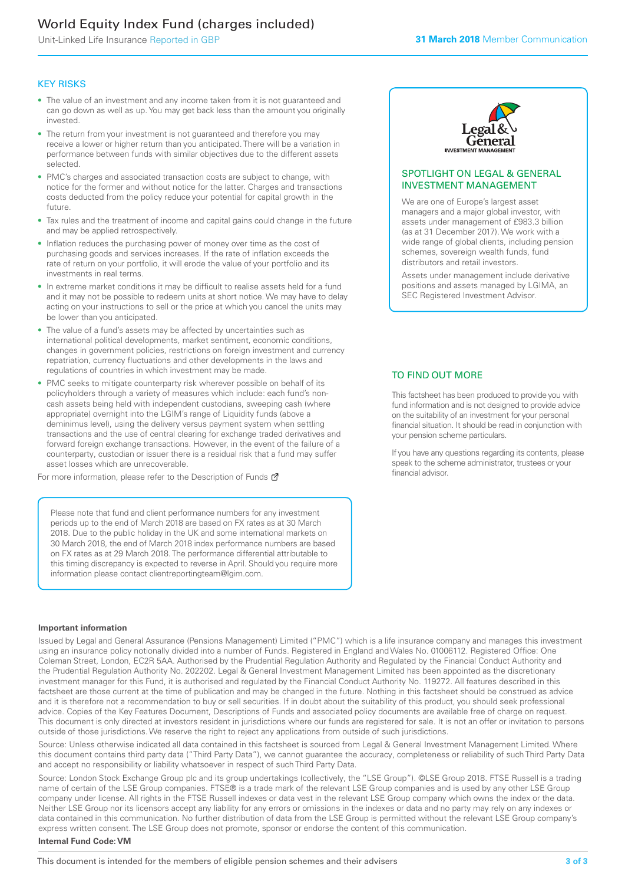# World Equity Index Fund (charges included)

Unit-Linked Life Insurance Reported in GBP

**31 March 2018** Member Communication

## KEY RISKS

- The value of an investment and any income taken from it is not guaranteed and can go down as well as up. You may get back less than the amount you originally invested.
- The return from your investment is not guaranteed and therefore you may receive a lower or higher return than you anticipated. There will be a variation in performance between funds with similar objectives due to the different assets selected.
- PMC's charges and associated transaction costs are subject to change, with notice for the former and without notice for the latter. Charges and transactions costs deducted from the policy reduce your potential for capital growth in the future.
- Tax rules and the treatment of income and capital gains could change in the future and may be applied retrospectively.
- Inflation reduces the purchasing power of money over time as the cost of purchasing goods and services increases. If the rate of inflation exceeds the rate of return on your portfolio, it will erode the value of your portfolio and its investments in real terms.
- In extreme market conditions it may be difficult to realise assets held for a fund and it may not be possible to redeem units at short notice. We may have to delay acting on your instructions to sell or the price at which you cancel the units may be lower than you anticipated.
- The value of a fund's assets may be affected by uncertainties such as international political developments, market sentiment, economic conditions, changes in government policies, restrictions on foreign investment and currency repatriation, currency fluctuations and other developments in the laws and regulations of countries in which investment may be made.
- PMC seeks to mitigate counterparty risk wherever possible on behalf of its policyholders through a variety of measures which include: each fund's non-cash assets being held with independent custodians, sweeping cash (where appropriate) overnight into the LGIM's range of Liquidity funds (above a deminimus level), using the delivery versus payment system when settling transactions and the use of central clearing for exchange traded derivatives and forward foreign exchange transactions. However, in the event of the failure of a counterparty, custodian or issuer there is a residual risk that a fund may suffer asset losses which are unrecoverable.

For more information, please refer to the Description of Funds

Please note that fund and client performance numbers for any investment periods up to the end of March 2018 are based on FX rates as at 30 March 2018. Due to the public holiday in the UK and some international markets on 30 March 2018, the end of March 2018 index performance numbers are based on FX rates as at 29 March 2018. The performance differential attributable to this timing discrepancy is expected to reverse in April. Should you require more information please contact clientreportingteam@lgim.com.

## SPOTLIGHT ON LEGAL & GENERAL INVESTMENT MANAGEMENT

We are one of Europe's largest asset managers and a major global investor, with assets under management of £983.3 billion (as at 31 December 2017). We work with a wide range of global clients, including pension schemes, sovereign wealth funds, fund distributors and retail investors.

Assets under management include derivative positions and assets managed by LGIMA, an SEC Registered Investment Advisor.

## TO FIND OUT MORE

This factsheet has been produced to provide you with fund information and is not designed to provide advice on the suitability of an investment for your personal financial situation. It should be read in conjunction with your pension scheme particulars.

If you have any questions regarding its contents, please speak to the scheme administrator, trustees or your financial advisor.

**Important information**

Issued by Legal and General Assurance (Pensions Management) Limited ("PMC") which is a life insurance company and manages this investment using an insurance policy notionally divided into a number of Funds. Registered in England and Wales No. 01006112. Registered Office: One Coleman Street, London, EC2R 5AA. Authorised by the Prudential Regulation Authority and Regulated by the Financial Conduct Authority and the Prudential Regulation Authority No. 202202. Legal & General Investment Management Limited has been appointed as the discretionary investment manager for this Fund, it is authorised and regulated by the Financial Conduct Authority No. 119272. All features described in this factsheet are those current at the time of publication and may be changed in the future. Nothing in this factsheet should be construed as advice and it is therefore not a recommendation to buy or sell securities. If in doubt about the suitability of this product, you should seek professional advice. Copies of the Key Features Document, Descriptions of Funds and associated policy documents are available free of charge on request. This document is only directed at investors resident in jurisdictions where our funds are registered for sale. It is not an offer or invitation to persons outside of those jurisdictions. We reserve the right to reject any applications from outside of such jurisdictions.

Source: Unless otherwise indicated all data contained in this factsheet is sourced from Legal & General Investment Management Limited. Where this document contains third party data ("Third Party Data"), we cannot guarantee the accuracy, completeness or reliability of such Third Party Data and accept no responsibility or liability whatsoever in respect of such Third Party Data.

Source: London Stock Exchange Group plc and its group undertakings (collectively, the "LSE Group"). ©LSE Group 2018. FTSE Russell is a trading name of certain of the LSE Group companies. FTSE® is a trade mark of the relevant LSE Group companies and is used by any other LSE Group company under license. All rights in the FTSE Russell indexes or data vest in the relevant LSE Group company which owns the index or the data. Neither LSE Group nor its licensors accept any liability for any errors or omissions in the indexes or data and no party may rely on any indexes or data contained in this communication. No further distribution of data from the LSE Group is permitted without the relevant LSE Group company's express written consent. The LSE Group does not promote, sponsor or endorse the content of this communication.

**Internal Fund Code: VM**

This document is intended for the members of eligible pension schemes and their advisers